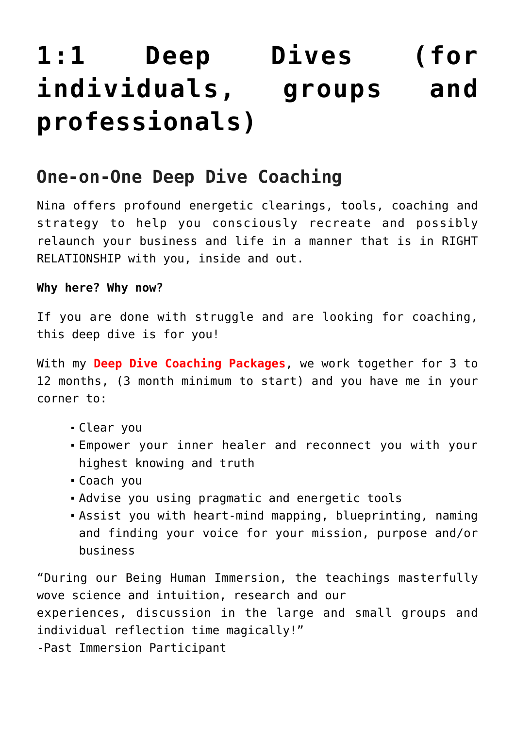# 1:1 Deep Dives (for individuals, groups and professionals)

## One-on-One Deep Dive Coaching

Nina offers profound energetic clearings, tools, coaching and strategy to help you consciously recreate and possibly relaunch your business and life in a manner that is in RIGHT RELATIONSHIP with you, inside and out.

**Why here? Why now?**

If you are done with struggle and are looking for coaching, this deep dive is for you!

With my **Deep Dive Coaching Packages**, we work together for 3 to 12 months, (3 month minimum to start) and you have me in your corner to:

- Clear you
- Empower your inner healer and reconnect you with your highest knowing and truth
- Coach you
- Advise you using pragmatic and energetic tools
- Assist you with heart-mind mapping, blueprinting, naming and finding your voice for your mission, purpose and/or business

"During our Being Human Immersion, the teachings masterfully wove science and intuition, research and our experiences, discussion in the large and small groups and individual reflection time magically!"
-Past Immersion Participant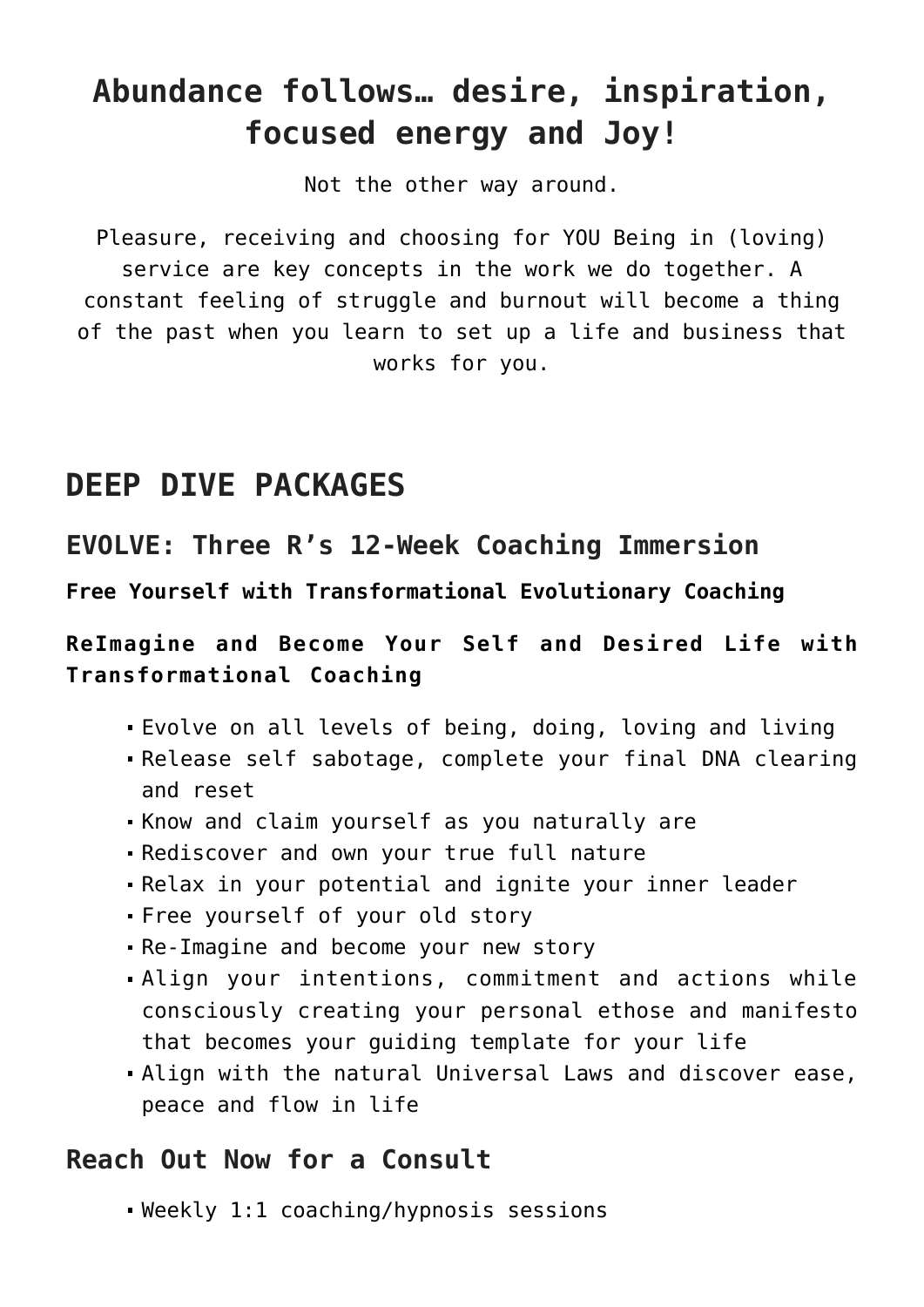## Abundance follows… desire, inspiration, focused energy and Joy!

Not the other way around.

Pleasure, receiving and choosing for YOU Being in (loving) service are key concepts in the work we do together. A constant feeling of struggle and burnout will become a thing of the past when you learn to set up a life and business that works for you.

## DEEP DIVE PACKAGES

### EVOLVE: Three R's 12-Week Coaching Immersion

**Free Yourself with Transformational Evolutionary Coaching**

**ReImagine and Become Your Self and Desired Life with Transformational Coaching**

- Evolve on all levels of being, doing, loving and living
- Release self sabotage, complete your final DNA clearing and reset
- Know and claim yourself as you naturally are
- Rediscover and own your true full nature
- Relax in your potential and ignite your inner leader
- Free yourself of your old story
- Re-Imagine and become your new story
- Align your intentions, commitment and actions while consciously creating your personal ethose and manifesto that becomes your guiding template for your life
- Align with the natural Universal Laws and discover ease, peace and flow in life

### Reach Out Now for a Consult

- Weekly 1:1 coaching/hypnosis sessions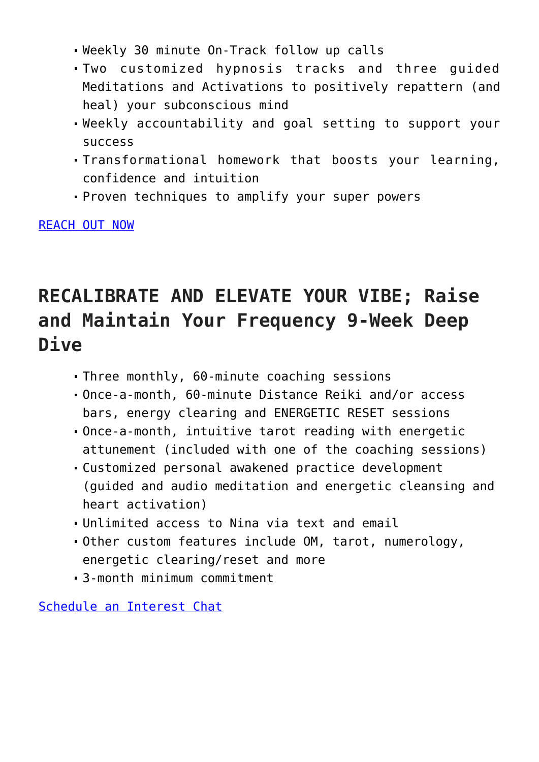- Weekly 30 minute On-Track follow up calls
- Two customized hypnosis tracks and three guided Meditations and Activations to positively repattern (and heal) your subconscious mind
- Weekly accountability and goal setting to support your success
- Transformational homework that boosts your learning, confidence and intuition
- Proven techniques to amplify your super powers

REACH OUT NOW

## RECALIBRATE AND ELEVATE YOUR VIBE; Raise and Maintain Your Frequency 9-Week Deep Dive

- Three monthly, 60-minute coaching sessions
- Once-a-month, 60-minute Distance Reiki and/or access bars, energy clearing and ENERGETIC RESET sessions
- Once-a-month, intuitive tarot reading with energetic attunement (included with one of the coaching sessions)
- Customized personal awakened practice development (guided and audio meditation and energetic cleansing and heart activation)
- Unlimited access to Nina via text and email
- Other custom features include OM, tarot, numerology, energetic clearing/reset and more
- 3-month minimum commitment

Schedule an Interest Chat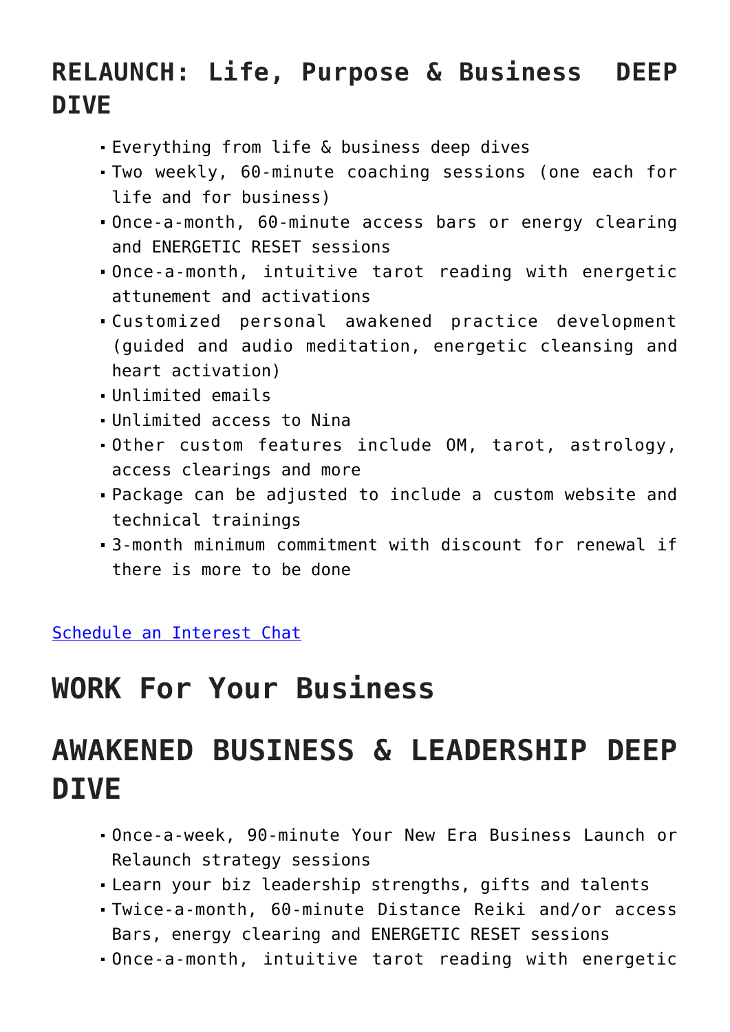## RELAUNCH: Life, Purpose & Business  DEEP DIVE

- Everything from life & business deep dives
- Two weekly, 60-minute coaching sessions (one each for life and for business)
- Once-a-month, 60-minute access bars or energy clearing and ENERGETIC RESET sessions
- Once-a-month, intuitive tarot reading with energetic attunement and activations
- Customized personal awakened practice development (guided and audio meditation, energetic cleansing and heart activation)
- Unlimited emails
- Unlimited access to Nina
- Other custom features include OM, tarot, astrology, access clearings and more
- Package can be adjusted to include a custom website and technical trainings
- 3-month minimum commitment with discount for renewal if there is more to be done

[Schedule an Interest Chat]

# WORK For Your Business

# AWAKENED BUSINESS & LEADERSHIP DEEP DIVE

- Once-a-week, 90-minute Your New Era Business Launch or Relaunch strategy sessions
- Learn your biz leadership strengths, gifts and talents
- Twice-a-month, 60-minute Distance Reiki and/or access Bars, energy clearing and ENERGETIC RESET sessions
- Once-a-month, intuitive tarot reading with energetic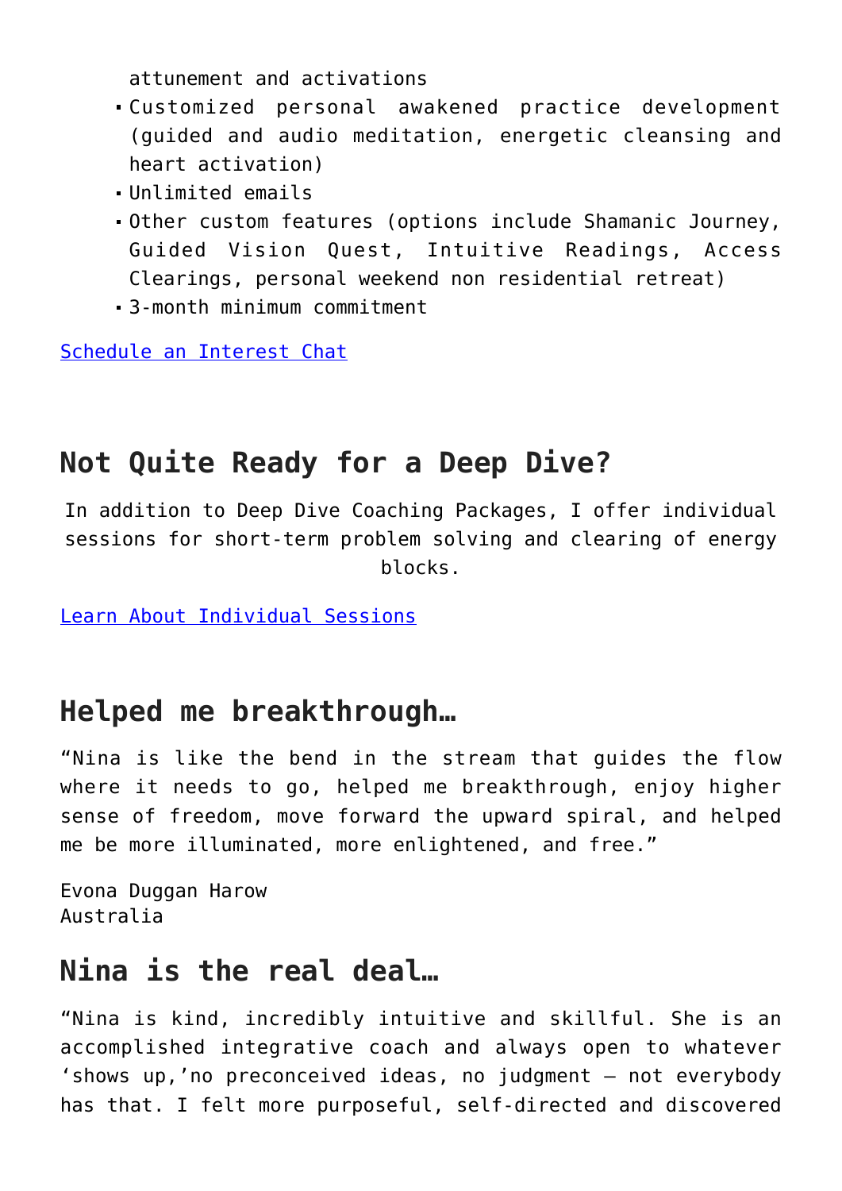attunement and activations

- Customized personal awakened practice development (guided and audio meditation, energetic cleansing and heart activation)
- Unlimited emails
- Other custom features (options include Shamanic Journey, Guided Vision Quest, Intuitive Readings, Access Clearings, personal weekend non residential retreat)
- 3-month minimum commitment

Schedule an Interest Chat

## Not Quite Ready for a Deep Dive?

In addition to Deep Dive Coaching Packages, I offer individual sessions for short-term problem solving and clearing of energy blocks.

Learn About Individual Sessions

## Helped me breakthrough…

“Nina is like the bend in the stream that guides the flow where it needs to go, helped me breakthrough, enjoy higher sense of freedom, move forward the upward spiral, and helped me be more illuminated, more enlightened, and free.”

Evona Duggan Harow
Australia

## Nina is the real deal…

“Nina is kind, incredibly intuitive and skillful. She is an accomplished integrative coach and always open to whatever ‘shows up,’no preconceived ideas, no judgment – not everybody has that. I felt more purposeful, self-directed and discovered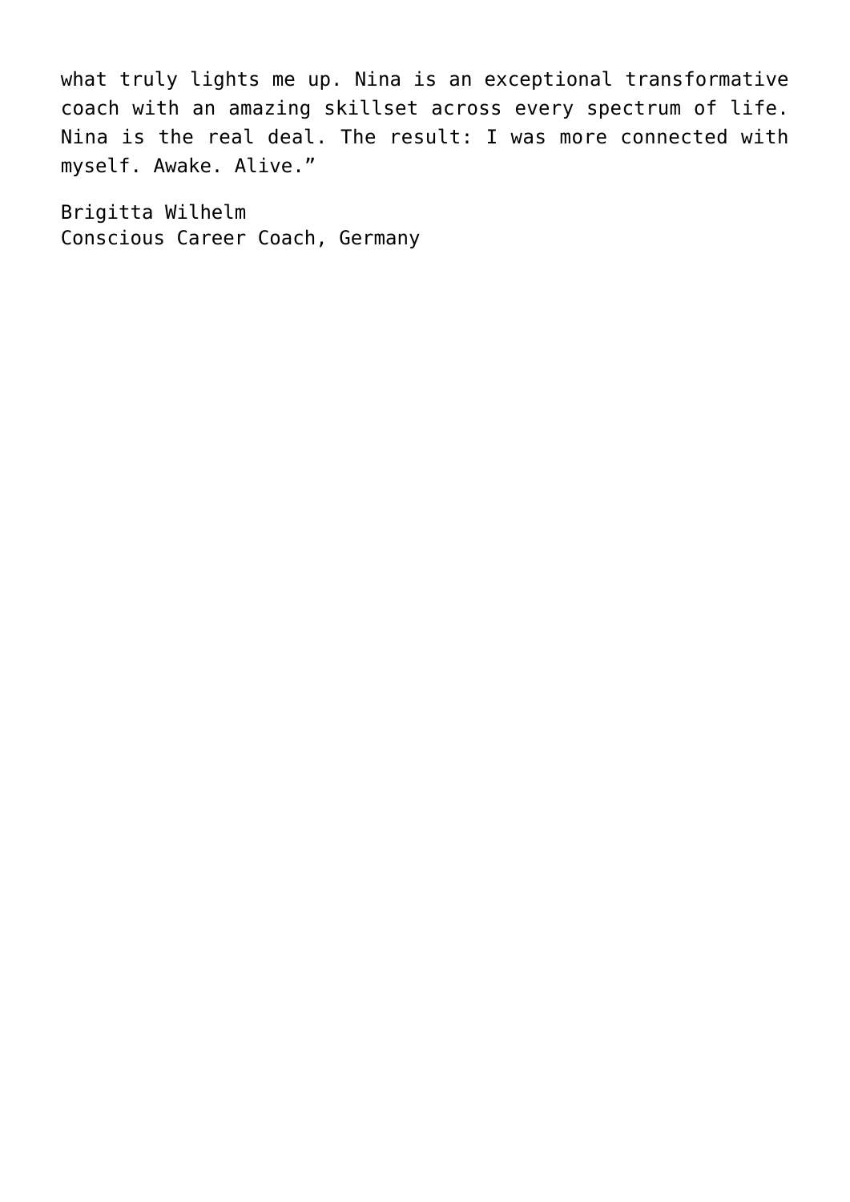what truly lights me up. Nina is an exceptional transformative coach with an amazing skillset across every spectrum of life. Nina is the real deal. The result: I was more connected with myself. Awake. Alive."

Brigitta Wilhelm
Conscious Career Coach, Germany